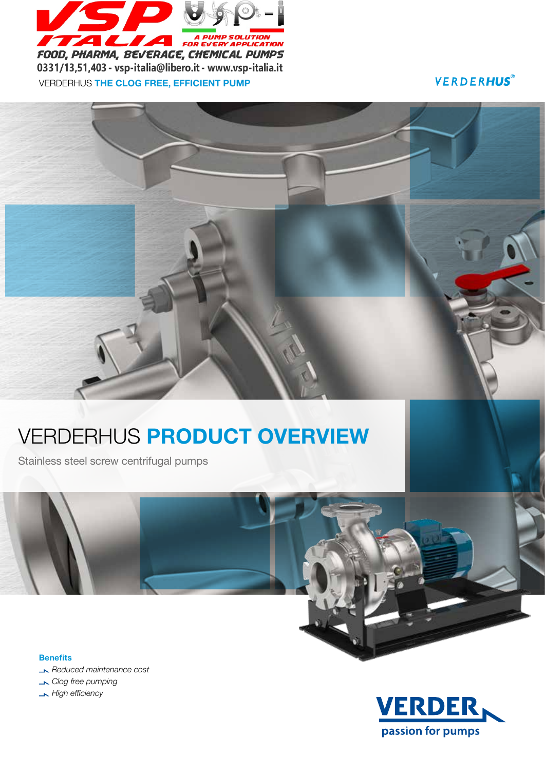VSP ITALIA

A PUMP SOLUTION FOR EVERY APPLICATION

FOOD, PHARMA, BEVERAGE, CHEMICAL PUMPS

0331/13,51,403 - vsp-italia@libero.it - www.vsp-italia.it

VERDERHUS **THE CLOG FREE, EFFICIENT PUMP**

VERDERHUS®

# VERDERHUS **PRODUCT OVERVIEW**

Stainless steel screw centrifugal pumps

**Benefits**

- *Reduced maintenance cost*
- *Clog free pumping*
- *High efficiency*

VERDER passion for pumps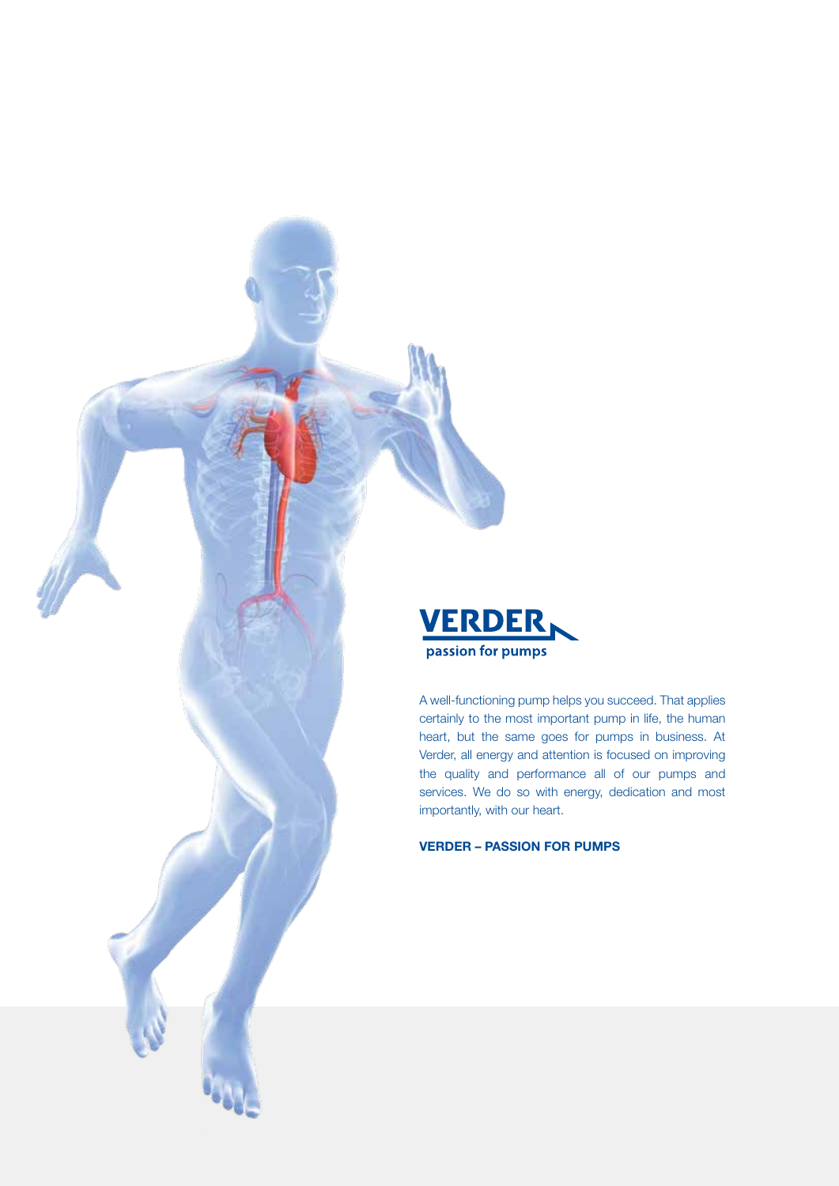**VERDER**

passion for pumps

A well-functioning pump helps you succeed. That applies certainly to the most important pump in life, the human heart, but the same goes for pumps in business. At Verder, all energy and attention is focused on improving the quality and performance all of our pumps and services. We do so with energy, dedication and most importantly, with our heart.

**VERDER – PASSION FOR PUMPS**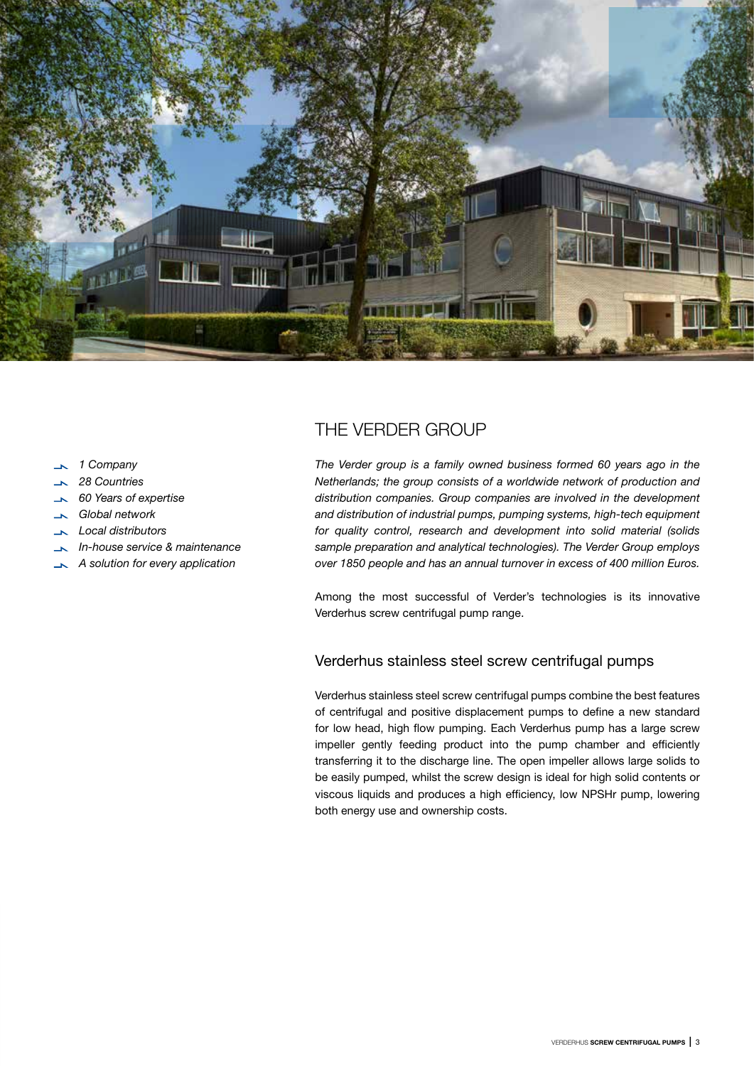- *1 Company*
- *28 Countries*
- *60 Years of expertise*
- *Global network*
- *Local distributors*
- *In-house service & maintenance*
- *A solution for every application*

# THE VERDER GROUP

*The Verder group is a family owned business formed 60 years ago in the Netherlands; the group consists of a worldwide network of production and distribution companies. Group companies are involved in the development and distribution of industrial pumps, pumping systems, high-tech equipment for quality control, research and development into solid material (solids sample preparation and analytical technologies). The Verder Group employs over 1850 people and has an annual turnover in excess of 400 million Euros.*

Among the most successful of Verder's technologies is its innovative Verderhus screw centrifugal pump range.

## Verderhus stainless steel screw centrifugal pumps

Verderhus stainless steel screw centrifugal pumps combine the best features of centrifugal and positive displacement pumps to define a new standard for low head, high flow pumping. Each Verderhus pump has a large screw impeller gently feeding product into the pump chamber and efficiently transferring it to the discharge line. The open impeller allows large solids to be easily pumped, whilst the screw design is ideal for high solid contents or viscous liquids and produces a high efficiency, low NPSHr pump, lowering both energy use and ownership costs.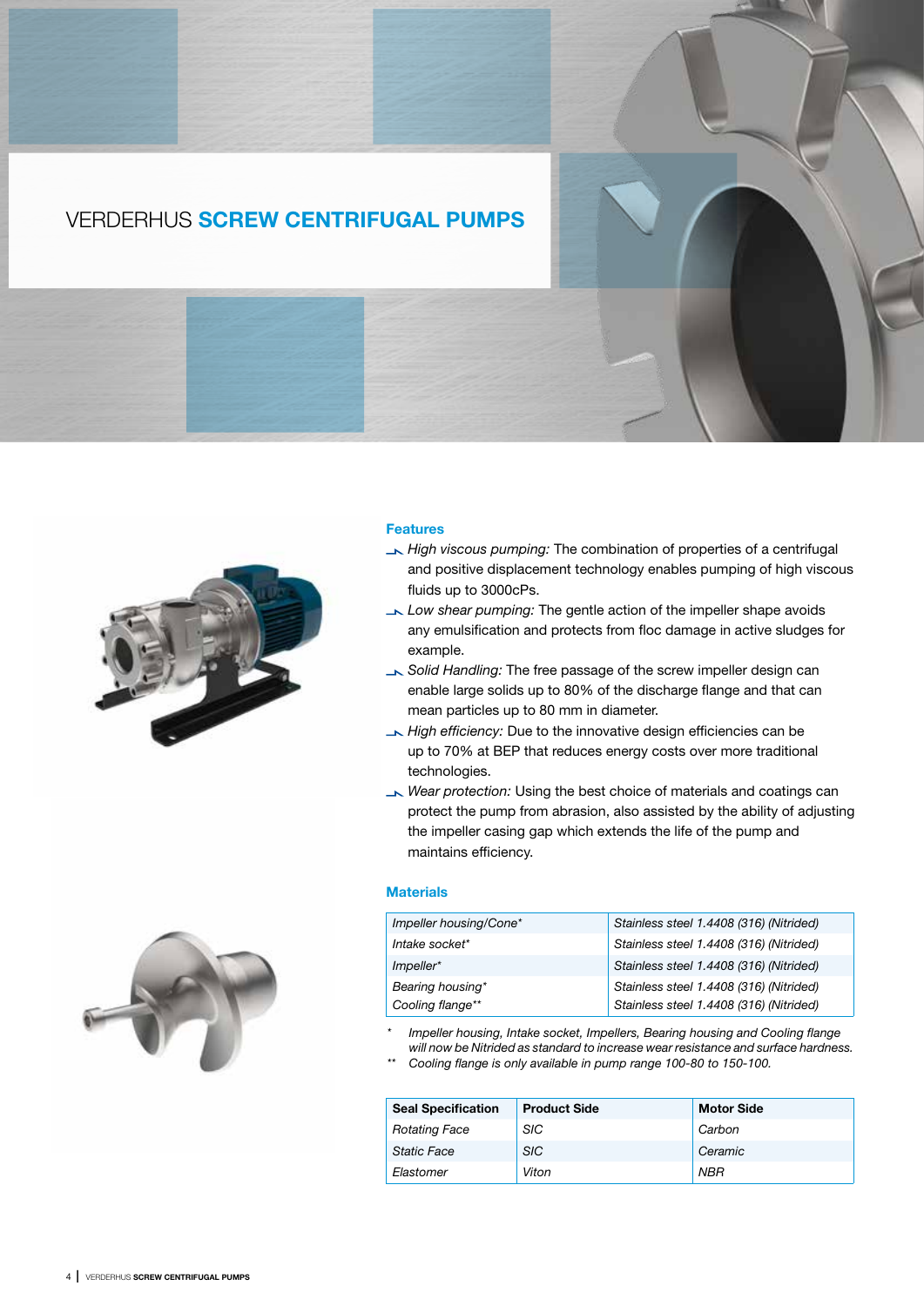# VERDERHUS **SCREW CENTRIFUGAL PUMPS**

## Features

- *High viscous pumping:* The combination of properties of a centrifugal and positive displacement technology enables pumping of high viscous fluids up to 3000cPs.
- *Low shear pumping:* The gentle action of the impeller shape avoids any emulsification and protects from floc damage in active sludges for example.
- *Solid Handling:* The free passage of the screw impeller design can enable large solids up to 80% of the discharge flange and that can mean particles up to 80 mm in diameter.
- *High efficiency:* Due to the innovative design efficiencies can be up to 70% at BEP that reduces energy costs over more traditional technologies.
- *Wear protection:* Using the best choice of materials and coatings can protect the pump from abrasion, also assisted by the ability of adjusting the impeller casing gap which extends the life of the pump and maintains efficiency.

## Materials

| Component | Material |
|---|---|
| *Impeller housing/Cone** | *Stainless steel 1.4408 (316) (Nitrided)* |
| *Intake socket** | *Stainless steel 1.4408 (316) (Nitrided)* |
| *Impeller** | *Stainless steel 1.4408 (316) (Nitrided)* |
| *Bearing housing** | *Stainless steel 1.4408 (316) (Nitrided)* |
| *Cooling flange*** | *Stainless steel 1.4408 (316) (Nitrided)* |

\* *Impeller housing, Intake socket, Impellers, Bearing housing and Cooling flange will now be Nitrided as standard to increase wear resistance and surface hardness.*

\*\* *Cooling flange is only available in pump range 100-80 to 150-100.*

| Seal Specification | Product Side | Motor Side |
|---|---|---|
| *Rotating Face* | *SIC* | *Carbon* |
| *Static Face* | *SIC* | *Ceramic* |
| *Elastomer* | *Viton* | *NBR* |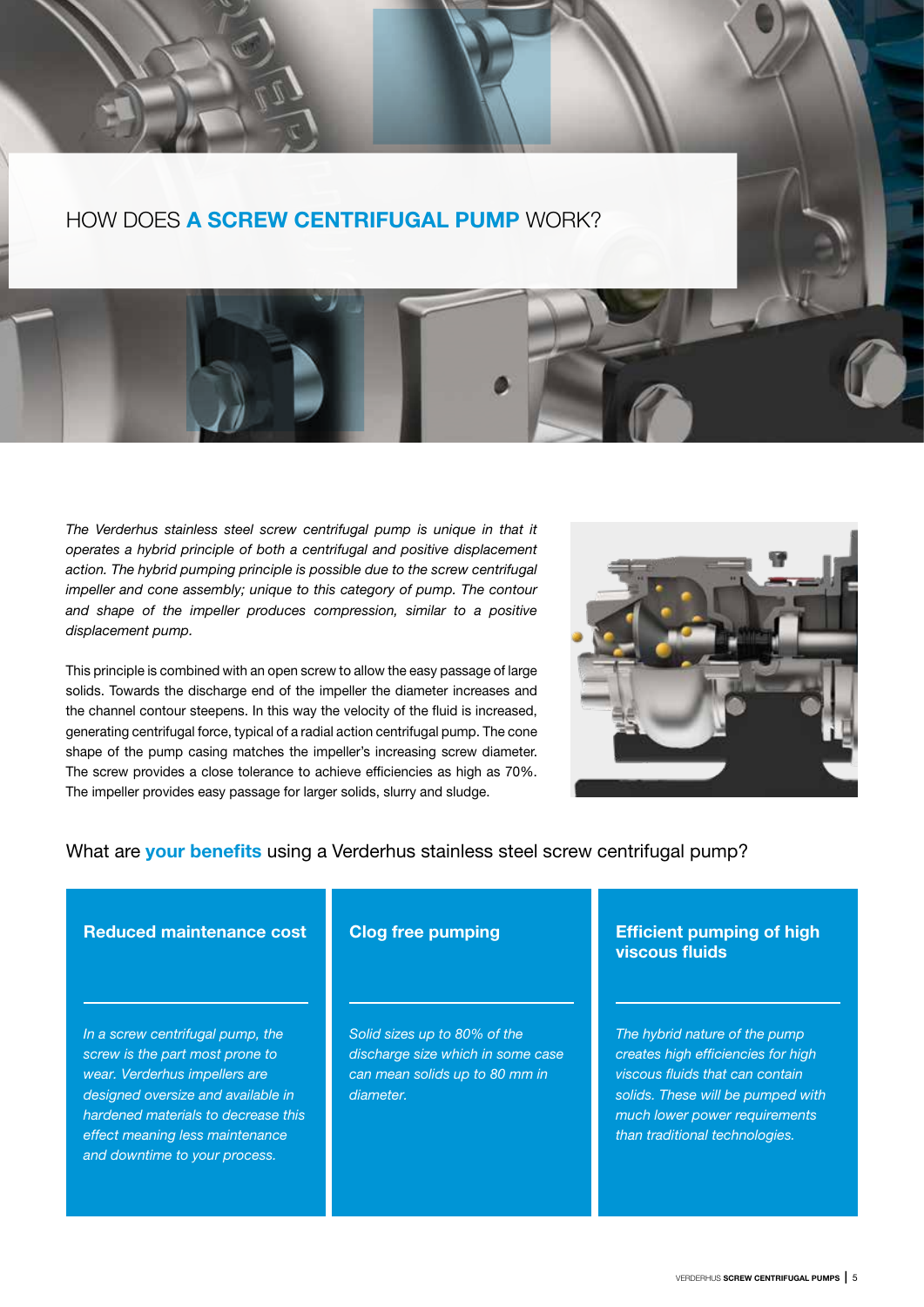# HOW DOES **A SCREW CENTRIFUGAL PUMP** WORK?

*The Verderhus stainless steel screw centrifugal pump is unique in that it operates a hybrid principle of both a centrifugal and positive displacement action. The hybrid pumping principle is possible due to the screw centrifugal impeller and cone assembly; unique to this category of pump. The contour and shape of the impeller produces compression, similar to a positive displacement pump.*

This principle is combined with an open screw to allow the easy passage of large solids. Towards the discharge end of the impeller the diameter increases and the channel contour steepens. In this way the velocity of the fluid is increased, generating centrifugal force, typical of a radial action centrifugal pump. The cone shape of the pump casing matches the impeller's increasing screw diameter. The screw provides a close tolerance to achieve efficiencies as high as 70%. The impeller provides easy passage for larger solids, slurry and sludge.

## What are **your benefits** using a Verderhus stainless steel screw centrifugal pump?

### Reduced maintenance cost

*In a screw centrifugal pump, the screw is the part most prone to wear. Verderhus impellers are designed oversize and available in hardened materials to decrease this effect meaning less maintenance and downtime to your process.*

### Clog free pumping

*Solid sizes up to 80% of the discharge size which in some case can mean solids up to 80 mm in diameter.*

### Efficient pumping of high viscous fluids

*The hybrid nature of the pump creates high efficiencies for high viscous fluids that can contain solids. These will be pumped with much lower power requirements than traditional technologies.*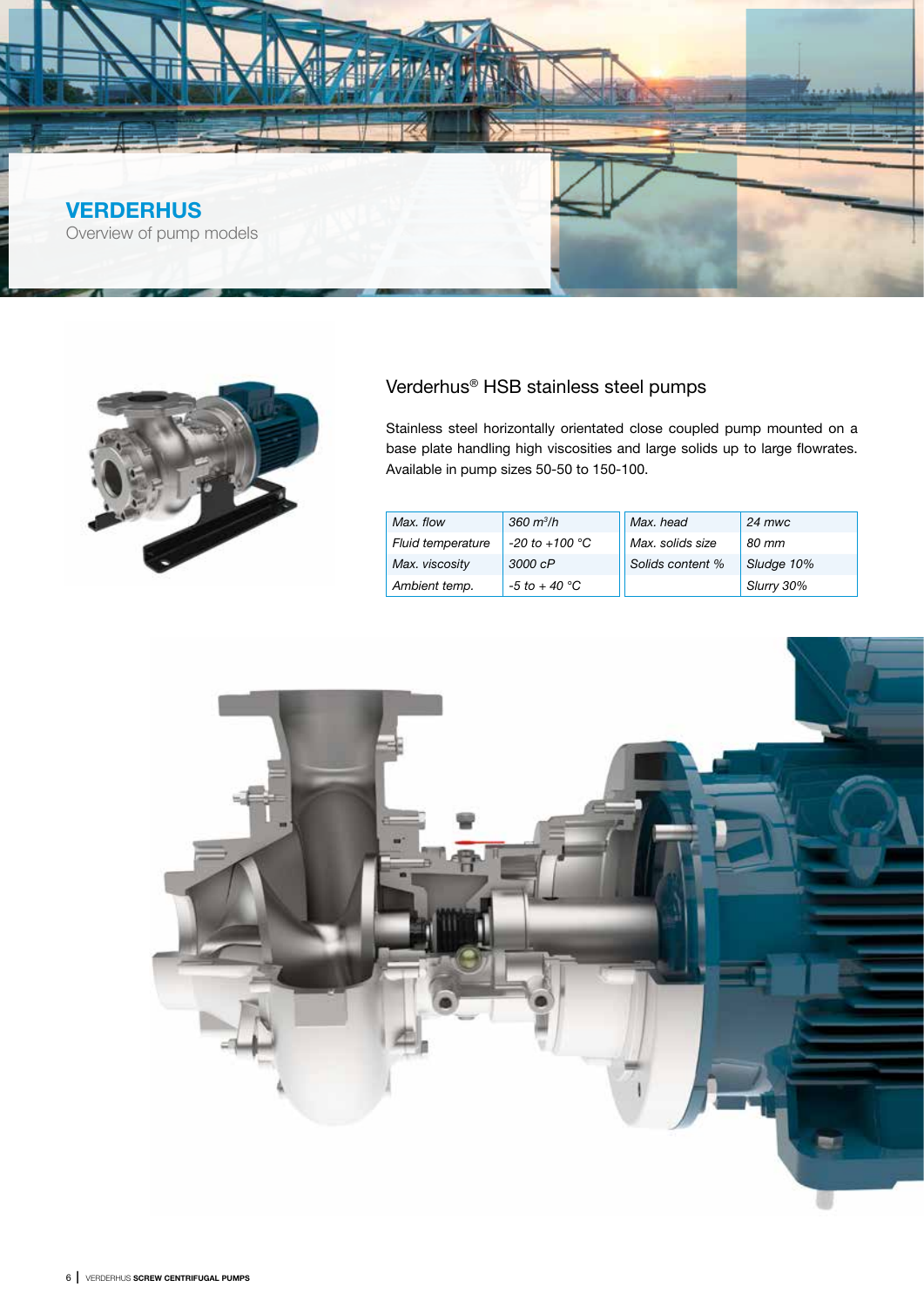## VERDERHUS

Overview of pump models

### Verderhus® HSB stainless steel pumps

Stainless steel horizontally orientated close coupled pump mounted on a base plate handling high viscosities and large solids up to large flowrates. Available in pump sizes 50-50 to 150-100.

| *Max. flow* | *360 m³/h* | *Max. head* | *24 mwc* |
|---|---|---|---|
| *Fluid temperature* | *-20 to +100 °C* | *Max. solids size* | *80 mm* |
| *Max. viscosity* | *3000 cP* | *Solids content %* | *Sludge 10%* |
| *Ambient temp.* | *-5 to + 40 °C* | | *Slurry 30%* |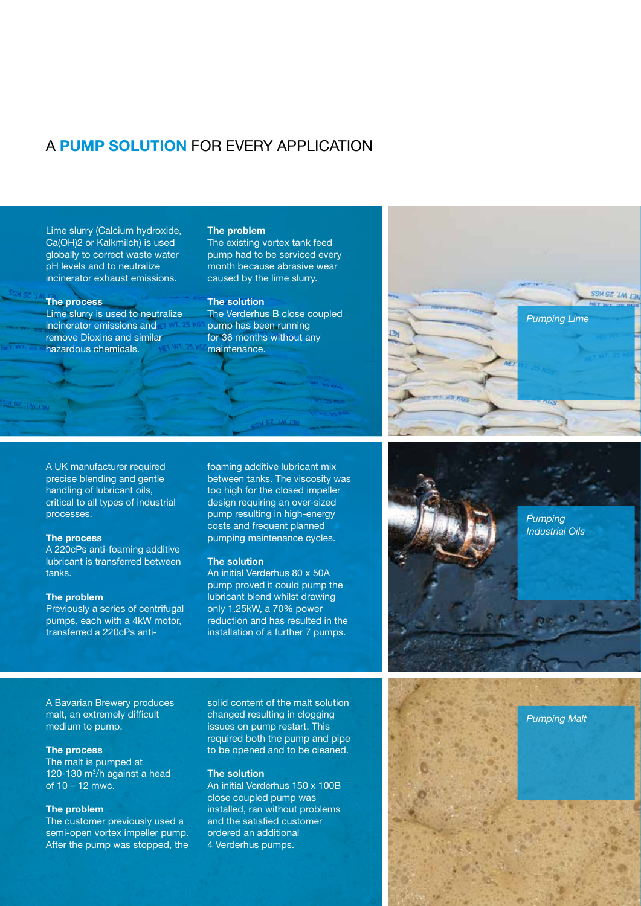# A PUMP SOLUTION FOR EVERY APPLICATION

Lime slurry (Calcium hydroxide, $Ca(OH)_2$ or Kalkmilch) is used globally to correct waste water pH levels and to neutralize incinerator exhaust emissions.

**The process**
Lime slurry is used to neutralize incinerator emissions and remove Dioxins and similar hazardous chemicals.

**The problem**
The existing vortex tank feed pump had to be serviced every month because abrasive wear caused by the lime slurry.

**The solution**
The Verderhus B close coupled pump has been running for 36 months without any maintenance.

*Pumping Lime*

A UK manufacturer required precise blending and gentle handling of lubricant oils, critical to all types of industrial processes.

**The process**
A 220cPs anti-foaming additive lubricant is transferred between tanks.

**The problem**
Previously a series of centrifugal pumps, each with a 4kW motor, transferred a 220cPs anti-foaming additive lubricant mix between tanks. The viscosity was too high for the closed impeller design requiring an over-sized pump resulting in high-energy costs and frequent planned pumping maintenance cycles.

**The solution**
An initial Verderhus 80 x 50A pump proved it could pump the lubricant blend whilst drawing only 1.25kW, a 70% power reduction and has resulted in the installation of a further 7 pumps.

*Pumping Industrial Oils*

A Bavarian Brewery produces malt, an extremely difficult medium to pump.

**The process**
The malt is pumped at 120-130 $m^3/h$ against a head of 10 – 12 mwc.

**The problem**
The customer previously used a semi-open vortex impeller pump. After the pump was stopped, the solid content of the malt solution changed resulting in clogging issues on pump restart. This required both the pump and pipe to be opened and to be cleaned.

**The solution**
An initial Verderhus 150 x 100B close coupled pump was installed, ran without problems and the satisfied customer ordered an additional 4 Verderhus pumps.

*Pumping Malt*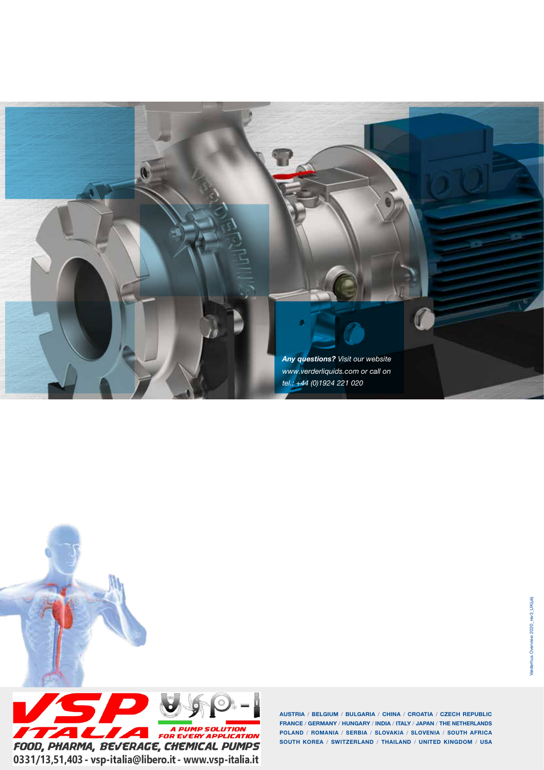***Any questions?*** *Visit our website www.verderliquids.com or call on tel.: +44 (0)1924 221 020*

Verderhus Overview 2020_rev3_UK(uk)

VSP ITALIA

A PUMP SOLUTION FOR EVERY APPLICATION

FOOD, PHARMA, BEVERAGE, CHEMICAL PUMPS

0331/13,51,403 - vsp-italia@libero.it - www.vsp-italia.it

AUSTRIA / BELGIUM / BULGARIA / CHINA / CROATIA / CZECH REPUBLIC
FRANCE / GERMANY / HUNGARY / INDIA / ITALY / JAPAN / THE NETHERLANDS
POLAND / ROMANIA / SERBIA / SLOVAKIA / SLOVENIA / SOUTH AFRICA
SOUTH KOREA / SWITZERLAND / THAILAND / UNITED KINGDOM / USA